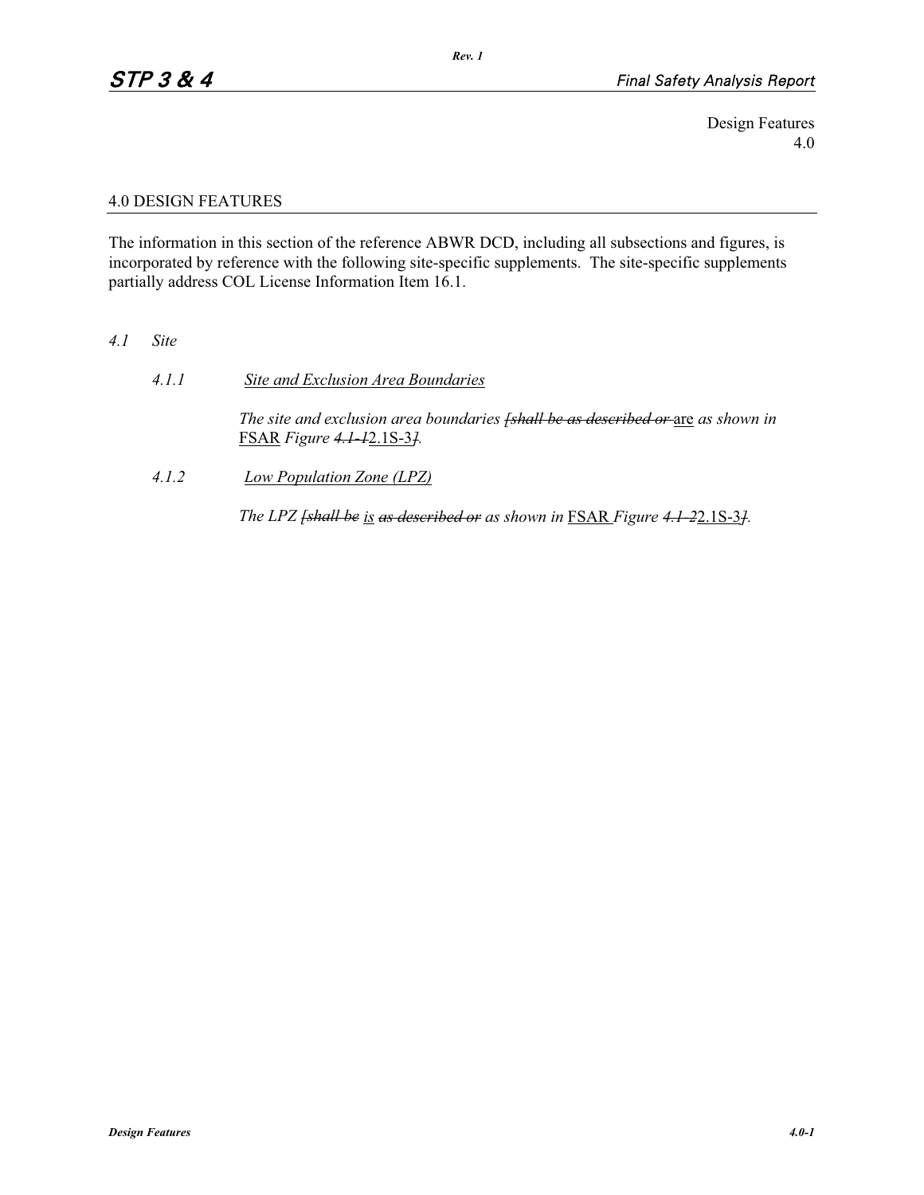Design Features
4.0

## 4.0 DESIGN FEATURES

The information in this section of the reference ABWR DCD, including all subsections and figures, is incorporated by reference with the following site-specific supplements. The site-specific supplements partially address COL License Information Item 16.1.

### *4.1 Site*

#### *4.1.1 Site and Exclusion Area Boundaries*

*The site and exclusion area boundaries ~~[shall be as described or~~ are as shown in* FSAR *Figure ~~4.1-1~~*2.1S-3*~~]~~.*

#### *4.1.2 Low Population Zone (LPZ)*

*The LPZ ~~[shall be~~ is ~~as described or~~ as shown in* FSAR *Figure ~~4.1-2~~*2.1S-3*~~]~~.*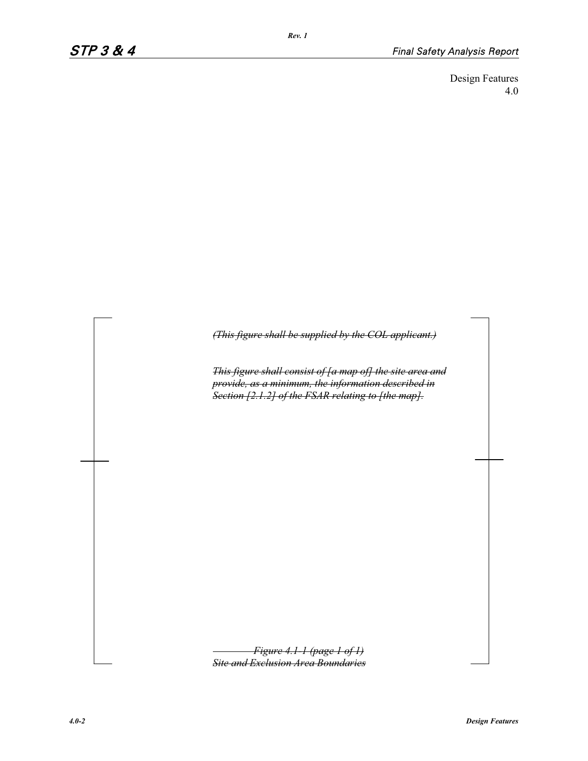Design Features
4.0

~~*(This figure shall be supplied by the COL applicant.)*~~

~~*This figure shall consist of [a map of] the site area and provide, as a minimum, the information described in Section [2.1.2] of the FSAR relating to [the map].*~~

~~*Figure 4.1-1 (page 1 of 1)*~~
~~*Site and Exclusion Area Boundaries*~~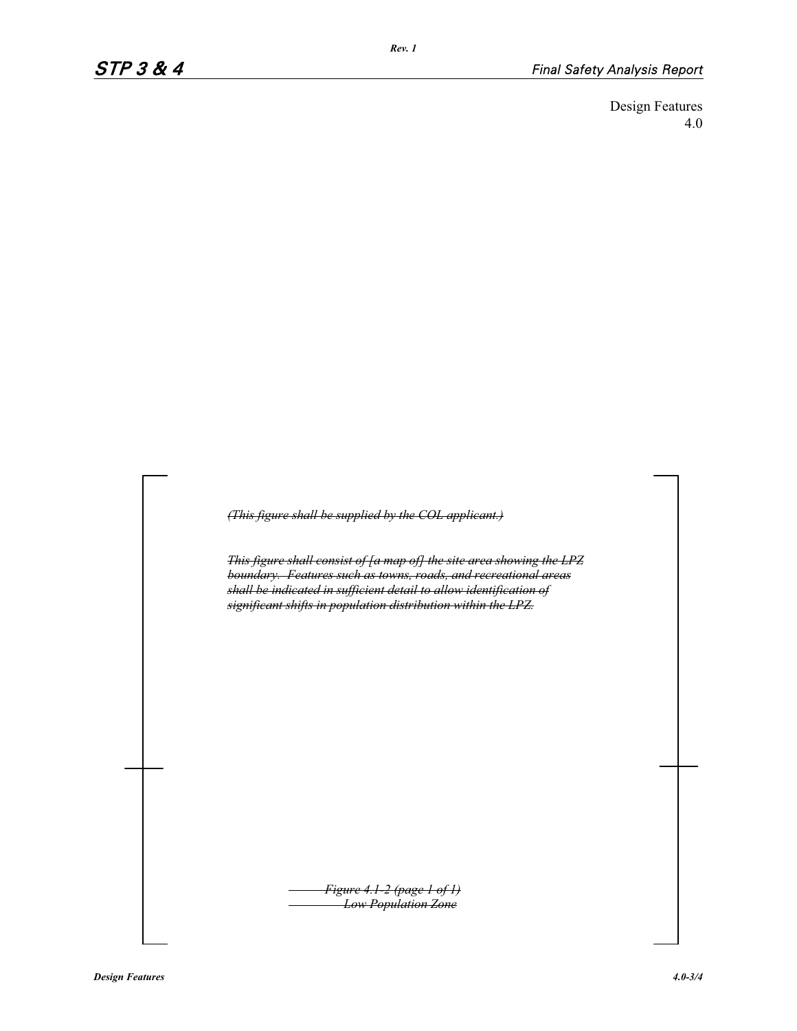Design Features
4.0

~~*(This figure shall be supplied by the COL applicant.)*~~

~~*This figure shall consist of [a map of] the site area showing the LPZ boundary. Features such as towns, roads, and recreational areas shall be indicated in sufficient detail to allow identification of significant shifts in population distribution within the LPZ.*~~

~~*Figure 4.1-2 (page 1 of 1)*~~
~~*Low Population Zone*~~